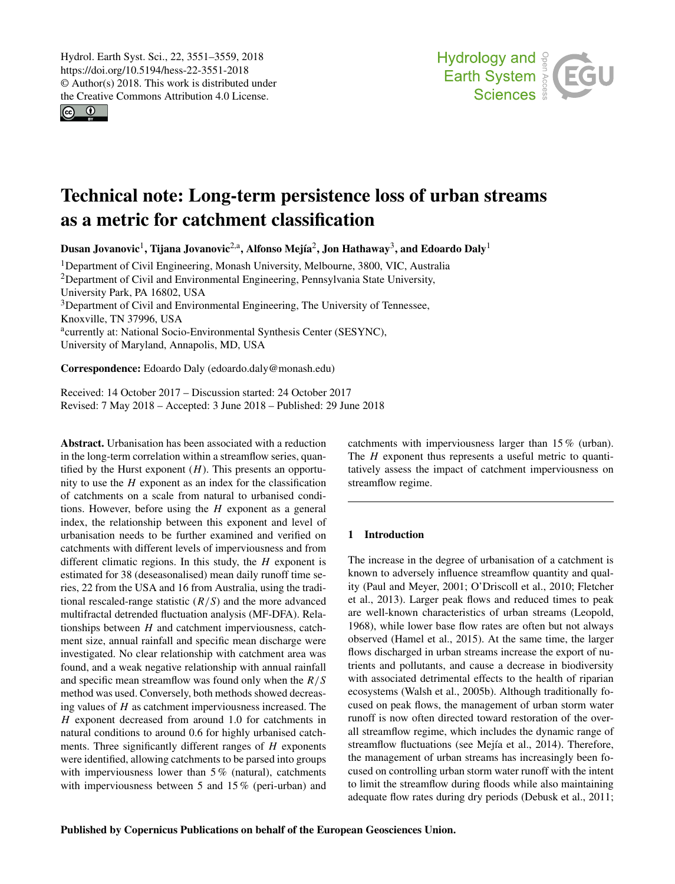# Technical note: Long-term persistence loss of urban streams as a metric for catchment classification

**Dusan Jovanovic[1], Tijana Jovanovic[2,a], Alfonso Mejía[2], Jon Hathaway[3], and Edoardo Daly[1]**

[1]Department of Civil Engineering, Monash University, Melbourne, 3800, VIC, Australia
[2]Department of Civil and Environmental Engineering, Pennsylvania State University, University Park, PA 16802, USA
[3]Department of Civil and Environmental Engineering, The University of Tennessee, Knoxville, TN 37996, USA
[a]currently at: National Socio-Environmental Synthesis Center (SESYNC), University of Maryland, Annapolis, MD, USA

**Correspondence:** Edoardo Daly (edoardo.daly@monash.edu)

Received: 14 October 2017 – Discussion started: 24 October 2017
Revised: 7 May 2018 – Accepted: 3 June 2018 – Published: 29 June 2018

**Abstract.** Urbanisation has been associated with a reduction in the long-term correlation within a streamflow series, quantified by the Hurst exponent ($H$). This presents an opportunity to use the $H$ exponent as an index for the classification of catchments on a scale from natural to urbanised conditions. However, before using the $H$ exponent as a general index, the relationship between this exponent and level of urbanisation needs to be further examined and verified on catchments with different levels of imperviousness and from different climatic regions. In this study, the $H$ exponent is estimated for 38 (deseasonalised) mean daily runoff time series, 22 from the USA and 16 from Australia, using the traditional rescaled-range statistic ($R/S$) and the more advanced multifractal detrended fluctuation analysis (MF-DFA). Relationships between $H$ and catchment imperviousness, catchment size, annual rainfall and specific mean discharge were investigated. No clear relationship with catchment area was found, and a weak negative relationship with annual rainfall and specific mean streamflow was found only when the $R/S$ method was used. Conversely, both methods showed decreasing values of $H$ as catchment imperviousness increased. The $H$ exponent decreased from around 1.0 for catchments in natural conditions to around 0.6 for highly urbanised catchments. Three significantly different ranges of $H$ exponents were identified, allowing catchments to be parsed into groups with imperviousness lower than 5 % (natural), catchments with imperviousness between 5 and 15 % (peri-urban) and catchments with imperviousness larger than 15 % (urban). The $H$ exponent thus represents a useful metric to quantitatively assess the impact of catchment imperviousness on streamflow regime.

## 1 Introduction

The increase in the degree of urbanisation of a catchment is known to adversely influence streamflow quantity and quality (Paul and Meyer, 2001; O'Driscoll et al., 2010; Fletcher et al., 2013). Larger peak flows and reduced times to peak are well-known characteristics of urban streams (Leopold, 1968), while lower base flow rates are often but not always observed (Hamel et al., 2015). At the same time, the larger flows discharged in urban streams increase the export of nutrients and pollutants, and cause a decrease in biodiversity with associated detrimental effects to the health of riparian ecosystems (Walsh et al., 2005b). Although traditionally focused on peak flows, the management of urban storm water runoff is now often directed toward restoration of the overall streamflow regime, which includes the dynamic range of streamflow fluctuations (see Mejía et al., 2014). Therefore, the management of urban streams has increasingly been focused on controlling urban storm water runoff with the intent to limit the streamflow during floods while also maintaining adequate flow rates during dry periods (Debusk et al., 2011;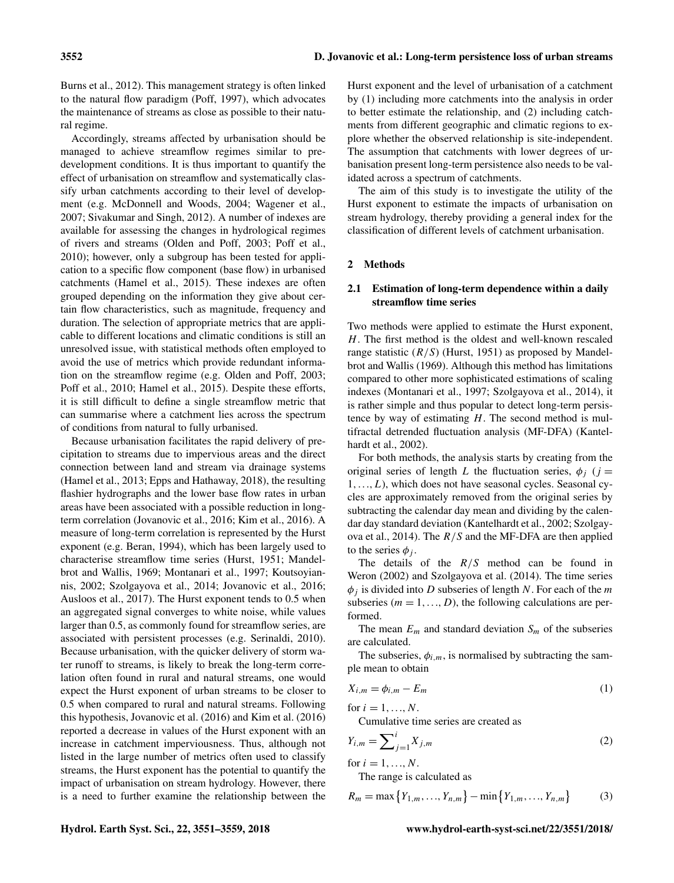Burns et al., 2012). This management strategy is often linked to the natural flow paradigm (Poff, 1997), which advocates the maintenance of streams as close as possible to their natural regime.

Accordingly, streams affected by urbanisation should be managed to achieve streamflow regimes similar to pre-development conditions. It is thus important to quantify the effect of urbanisation on streamflow and systematically classify urban catchments according to their level of development (e.g. McDonnell and Woods, 2004; Wagener et al., 2007; Sivakumar and Singh, 2012). A number of indexes are available for assessing the changes in hydrological regimes of rivers and streams (Olden and Poff, 2003; Poff et al., 2010); however, only a subgroup has been tested for application to a specific flow component (base flow) in urbanised catchments (Hamel et al., 2015). These indexes are often grouped depending on the information they give about certain flow characteristics, such as magnitude, frequency and duration. The selection of appropriate metrics that are applicable to different locations and climatic conditions is still an unresolved issue, with statistical methods often employed to avoid the use of metrics which provide redundant information on the streamflow regime (e.g. Olden and Poff, 2003; Poff et al., 2010; Hamel et al., 2015). Despite these efforts, it is still difficult to define a single streamflow metric that can summarise where a catchment lies across the spectrum of conditions from natural to fully urbanised.

Because urbanisation facilitates the rapid delivery of precipitation to streams due to impervious areas and the direct connection between land and stream via drainage systems (Hamel et al., 2013; Epps and Hathaway, 2018), the resulting flashier hydrographs and the lower base flow rates in urban areas have been associated with a possible reduction in long-term correlation (Jovanovic et al., 2016; Kim et al., 2016). A measure of long-term correlation is represented by the Hurst exponent (e.g. Beran, 1994), which has been largely used to characterise streamflow time series (Hurst, 1951; Mandelbrot and Wallis, 1969; Montanari et al., 1997; Koutsoyiannis, 2002; Szolgayova et al., 2014; Jovanovic et al., 2016; Ausloos et al., 2017). The Hurst exponent tends to 0.5 when an aggregated signal converges to white noise, while values larger than 0.5, as commonly found for streamflow series, are associated with persistent processes (e.g. Serinaldi, 2010). Because urbanisation, with the quicker delivery of storm water runoff to streams, is likely to break the long-term correlation often found in rural and natural streams, one would expect the Hurst exponent of urban streams to be closer to 0.5 when compared to rural and natural streams. Following this hypothesis, Jovanovic et al. (2016) and Kim et al. (2016) reported a decrease in values of the Hurst exponent with an increase in catchment imperviousness. Thus, although not listed in the large number of metrics often used to classify streams, the Hurst exponent has the potential to quantify the impact of urbanisation on stream hydrology. However, there is a need to further examine the relationship between the Hurst exponent and the level of urbanisation of a catchment by (1) including more catchments into the analysis in order to better estimate the relationship, and (2) including catchments from different geographic and climatic regions to explore whether the observed relationship is site-independent. The assumption that catchments with lower degrees of urbanisation present long-term persistence also needs to be validated across a spectrum of catchments.

The aim of this study is to investigate the utility of the Hurst exponent to estimate the impacts of urbanisation on stream hydrology, thereby providing a general index for the classification of different levels of catchment urbanisation.

## 2 Methods

### 2.1 Estimation of long-term dependence within a daily streamflow time series

Two methods were applied to estimate the Hurst exponent, $H$. The first method is the oldest and well-known rescaled range statistic ($R/S$) (Hurst, 1951) as proposed by Mandelbrot and Wallis (1969). Although this method has limitations compared to other more sophisticated estimations of scaling indexes (Montanari et al., 1997; Szolgayova et al., 2014), it is rather simple and thus popular to detect long-term persistence by way of estimating $H$. The second method is multifractal detrended fluctuation analysis (MF-DFA) (Kantelhardt et al., 2002).

For both methods, the analysis starts by creating from the original series of length $L$ the fluctuation series, $\phi_j$ ($j = 1, \ldots, L$), which does not have seasonal cycles. Seasonal cycles are approximately removed from the original series by subtracting the calendar day mean and dividing by the calendar day standard deviation (Kantelhardt et al., 2002; Szolgayova et al., 2014). The $R/S$ and the MF-DFA are then applied to the series $\phi_j$.

The details of the $R/S$ method can be found in Weron (2002) and Szolgayova et al. (2014). The time series $\phi_j$ is divided into $D$ subseries of length $N$. For each of the $m$ subseries ($m = 1, \ldots, D$), the following calculations are performed.

The mean $E_m$ and standard deviation $S_m$ of the subseries are calculated.

The subseries, $\phi_{i,m}$, is normalised by subtracting the sample mean to obtain

$$X_{i,m} = \phi_{i,m} - E_m \tag{1}$$

for $i = 1, \ldots, N$.

Cumulative time series are created as

$$Y_{i,m} = \sum_{j=1}^{i} X_{j,m} \tag{2}$$

for $i = 1, \ldots, N$.

The range is calculated as

$$R_m = \max\{Y_{1,m}, \ldots, Y_{n,m}\} - \min\{Y_{1,m}, \ldots, Y_{n,m}\} \tag{3}$$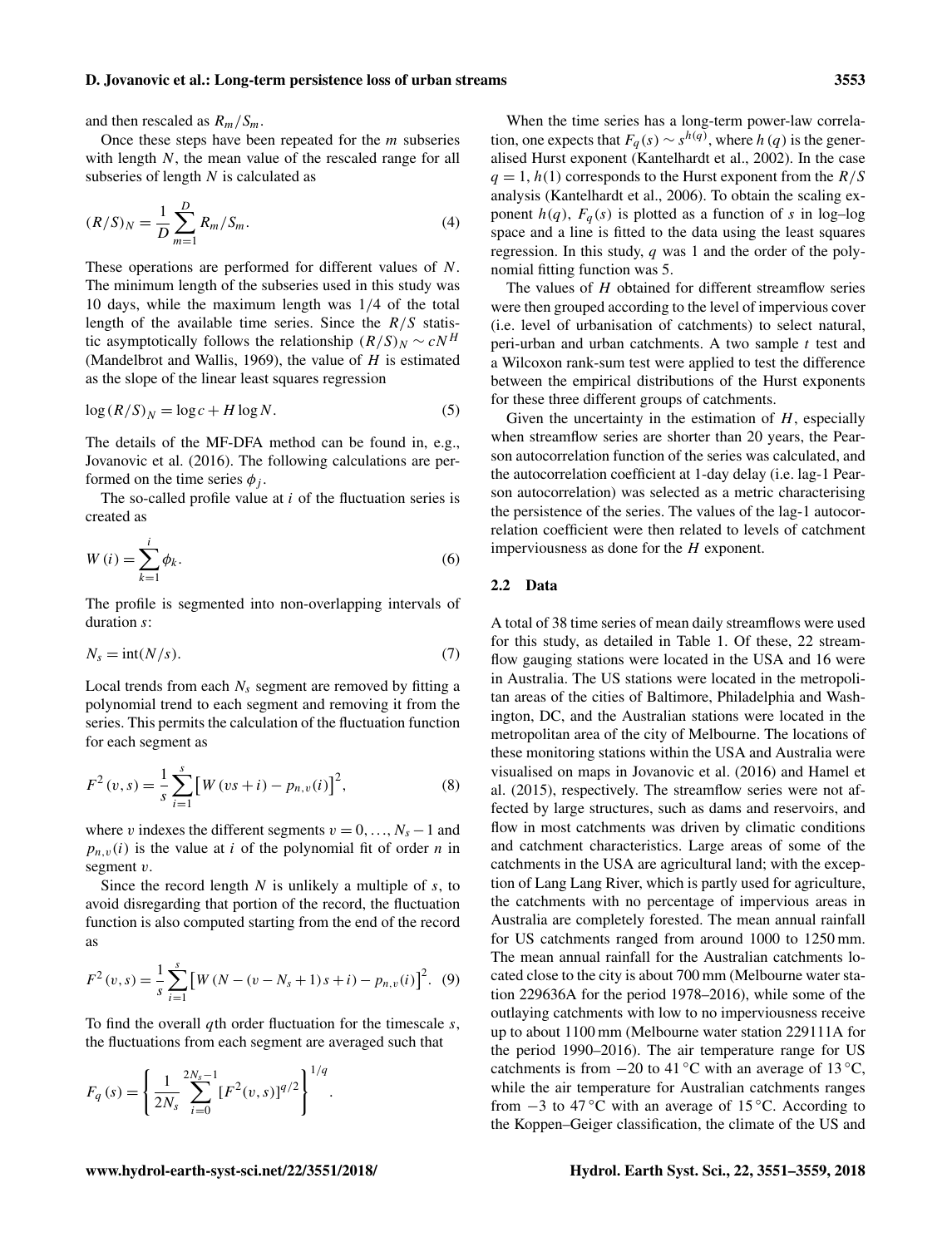and then rescaled as $R_m/S_m$.

Once these steps have been repeated for the $m$ subseries with length $N$, the mean value of the rescaled range for all subseries of length $N$ is calculated as

$$(R/S)_N = \frac{1}{D}\sum_{m=1}^{D} R_m/S_m. \quad (4)$$

These operations are performed for different values of $N$. The minimum length of the subseries used in this study was 10 days, while the maximum length was 1/4 of the total length of the available time series. Since the $R/S$ statistic asymptotically follows the relationship $(R/S)_N \sim cN^H$ (Mandelbrot and Wallis, 1969), the value of $H$ is estimated as the slope of the linear least squares regression

$$\log(R/S)_N = \log c + H \log N. \quad (5)$$

The details of the MF-DFA method can be found in, e.g., Jovanovic et al. (2016). The following calculations are performed on the time series $\phi_j$.

The so-called profile value at $i$ of the fluctuation series is created as

$$W(i) = \sum_{k=1}^{i} \phi_k. \quad (6)$$

The profile is segmented into non-overlapping intervals of duration $s$:

$$N_s = \mathrm{int}(N/s). \quad (7)$$

Local trends from each $N_s$ segment are removed by fitting a polynomial trend to each segment and removing it from the series. This permits the calculation of the fluctuation function for each segment as

$$F^2(v,s) = \frac{1}{s}\sum_{i=1}^{s}\left[W(vs+i) - p_{n,v}(i)\right]^2, \quad (8)$$

where $v$ indexes the different segments $v = 0, \ldots, N_s - 1$ and $p_{n,v}(i)$ is the value at $i$ of the polynomial fit of order $n$ in segment $v$.

Since the record length $N$ is unlikely a multiple of $s$, to avoid disregarding that portion of the record, the fluctuation function is also computed starting from the end of the record as

$$F^2(v,s) = \frac{1}{s}\sum_{i=1}^{s}\left[W(N - (v - N_s + 1)s + i) - p_{n,v}(i)\right]^2. \quad (9)$$

To find the overall $q$th order fluctuation for the timescale $s$, the fluctuations from each segment are averaged such that

$$F_q(s) = \left\{\frac{1}{2N_s}\sum_{i=0}^{2N_s-1}\left[F^2(v,s)\right]^{q/2}\right\}^{1/q}.$$

When the time series has a long-term power-law correlation, one expects that $F_q(s) \sim s^{h(q)}$, where $h(q)$ is the generalised Hurst exponent (Kantelhardt et al., 2002). In the case $q = 1$, $h(1)$ corresponds to the Hurst exponent from the $R/S$ analysis (Kantelhardt et al., 2006). To obtain the scaling exponent $h(q)$, $F_q(s)$ is plotted as a function of $s$ in log–log space and a line is fitted to the data using the least squares regression. In this study, $q$ was 1 and the order of the polynomial fitting function was 5.

The values of $H$ obtained for different streamflow series were then grouped according to the level of impervious cover (i.e. level of urbanisation of catchments) to select natural, peri-urban and urban catchments. A two sample $t$ test and a Wilcoxon rank-sum test were applied to test the difference between the empirical distributions of the Hurst exponents for these three different groups of catchments.

Given the uncertainty in the estimation of $H$, especially when streamflow series are shorter than 20 years, the Pearson autocorrelation function of the series was calculated, and the autocorrelation coefficient at 1-day delay (i.e. lag-1 Pearson autocorrelation) was selected as a metric characterising the persistence of the series. The values of the lag-1 autocorrelation coefficient were then related to levels of catchment imperviousness as done for the $H$ exponent.

### 2.2 Data

A total of 38 time series of mean daily streamflows were used for this study, as detailed in Table 1. Of these, 22 streamflow gauging stations were located in the USA and 16 were in Australia. The US stations were located in the metropolitan areas of the cities of Baltimore, Philadelphia and Washington, DC, and the Australian stations were located in the metropolitan area of the city of Melbourne. The locations of these monitoring stations within the USA and Australia were visualised on maps in Jovanovic et al. (2016) and Hamel et al. (2015), respectively. The streamflow series were not affected by large structures, such as dams and reservoirs, and flow in most catchments was driven by climatic conditions and catchment characteristics. Large areas of some of the catchments in the USA are agricultural land; with the exception of Lang Lang River, which is partly used for agriculture, the catchments with no percentage of impervious areas in Australia are completely forested. The mean annual rainfall for US catchments ranged from around 1000 to 1250 mm. The mean annual rainfall for the Australian catchments located close to the city is about 700 mm (Melbourne water station 229636A for the period 1978–2016), while some of the outlaying catchments with low to no imperviousness receive up to about 1100 mm (Melbourne water station 229111A for the period 1990–2016). The air temperature range for US catchments is from −20 to 41 °C with an average of 13 °C, while the air temperature for Australian catchments ranges from −3 to 47 °C with an average of 15 °C. According to the Koppen–Geiger classification, the climate of the US and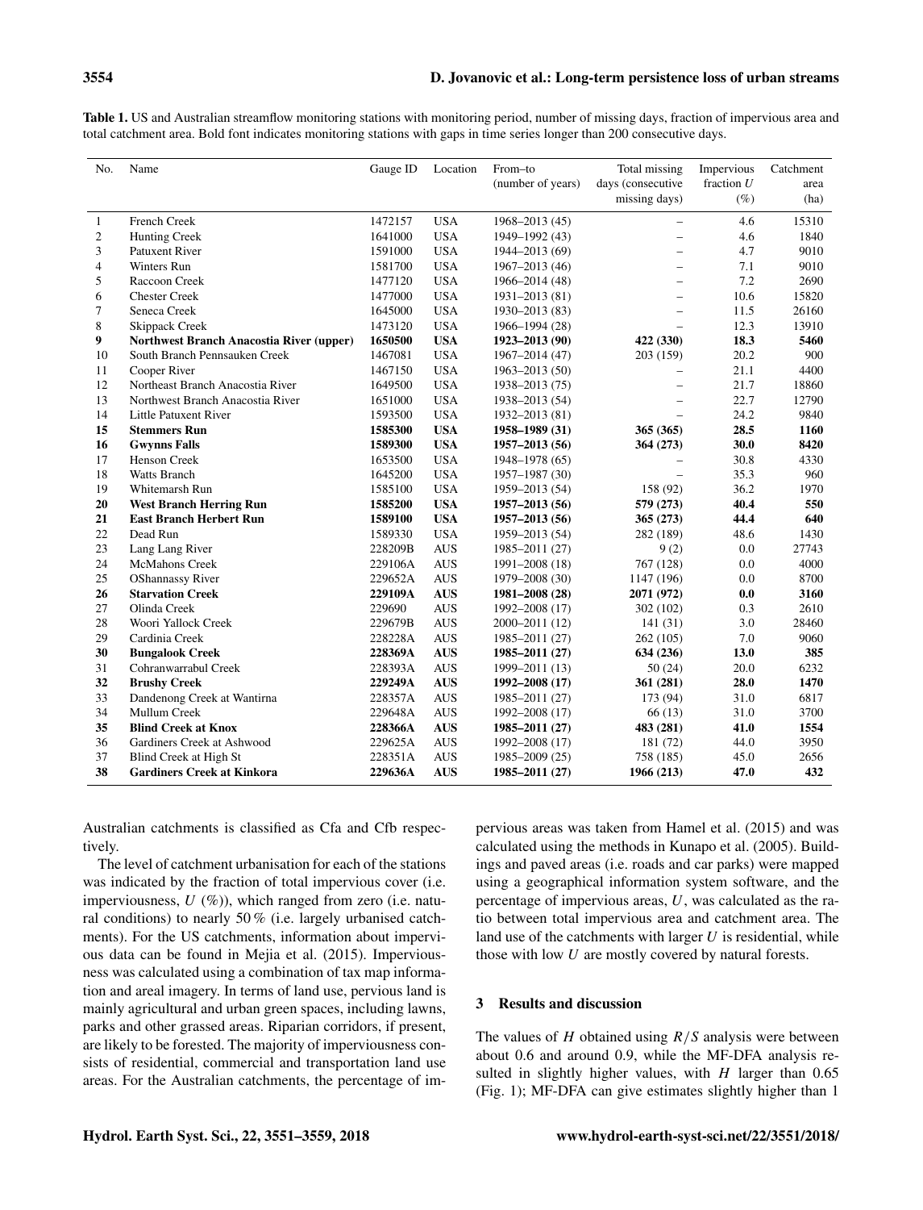**Table 1.** US and Australian streamflow monitoring stations with monitoring period, number of missing days, fraction of impervious area and total catchment area. Bold font indicates monitoring stations with gaps in time series longer than 200 consecutive days.

| No. | Name | Gauge ID | Location | From–to (number of years) | Total missing days (consecutive missing days) | Impervious fraction $U$ (%) | Catchment area (ha) |
|---|---|---|---|---|---|---|---|
| 1 | French Creek | 1472157 | USA | 1968–2013 (45) | – | 4.6 | 15310 |
| 2 | Hunting Creek | 1641000 | USA | 1949–1992 (43) | – | 4.6 | 1840 |
| 3 | Patuxent River | 1591000 | USA | 1944–2013 (69) | – | 4.7 | 9010 |
| 4 | Winters Run | 1581700 | USA | 1967–2013 (46) | – | 7.1 | 9010 |
| 5 | Raccoon Creek | 1477120 | USA | 1966–2014 (48) | – | 7.2 | 2690 |
| 6 | Chester Creek | 1477000 | USA | 1931–2013 (81) | – | 10.6 | 15820 |
| 7 | Seneca Creek | 1645000 | USA | 1930–2013 (83) | – | 11.5 | 26160 |
| 8 | Skippack Creek | 1473120 | USA | 1966–1994 (28) | – | 12.3 | 13910 |
| **9** | **Northwest Branch Anacostia River (upper)** | **1650500** | **USA** | **1923–2013 (90)** | **422 (330)** | **18.3** | **5460** |
| 10 | South Branch Pennsauken Creek | 1467081 | USA | 1967–2014 (47) | 203 (159) | 20.2 | 900 |
| 11 | Cooper River | 1467150 | USA | 1963–2013 (50) | – | 21.1 | 4400 |
| 12 | Northeast Branch Anacostia River | 1649500 | USA | 1938–2013 (75) | – | 21.7 | 18860 |
| 13 | Northwest Branch Anacostia River | 1651000 | USA | 1938–2013 (54) | – | 22.7 | 12790 |
| 14 | Little Patuxent River | 1593500 | USA | 1932–2013 (81) | – | 24.2 | 9840 |
| **15** | **Stemmers Run** | **1585300** | **USA** | **1958–1989 (31)** | **365 (365)** | **28.5** | **1160** |
| **16** | **Gwynns Falls** | **1589300** | **USA** | **1957–2013 (56)** | **364 (273)** | **30.0** | **8420** |
| 17 | Henson Creek | 1653500 | USA | 1948–1978 (65) | – | 30.8 | 4330 |
| 18 | Watts Branch | 1645200 | USA | 1957–1987 (30) | – | 35.3 | 960 |
| 19 | Whitemarsh Run | 1585100 | USA | 1959–2013 (54) | 158 (92) | 36.2 | 1970 |
| **20** | **West Branch Herring Run** | **1585200** | **USA** | **1957–2013 (56)** | **579 (273)** | **40.4** | **550** |
| **21** | **East Branch Herbert Run** | **1589100** | **USA** | **1957–2013 (56)** | **365 (273)** | **44.4** | **640** |
| 22 | Dead Run | 1589330 | USA | 1959–2013 (54) | 282 (189) | 48.6 | 1430 |
| 23 | Lang Lang River | 228209B | AUS | 1985–2011 (27) | 9 (2) | 0.0 | 27743 |
| 24 | McMahons Creek | 229106A | AUS | 1991–2008 (18) | 767 (128) | 0.0 | 4000 |
| 25 | OShannassy River | 229652A | AUS | 1979–2008 (30) | 1147 (196) | 0.0 | 8700 |
| **26** | **Starvation Creek** | **229109A** | **AUS** | **1981–2008 (28)** | **2071 (972)** | **0.0** | **3160** |
| 27 | Olinda Creek | 229690 | AUS | 1992–2008 (17) | 302 (102) | 0.3 | 2610 |
| 28 | Woori Yallock Creek | 229679B | AUS | 2000–2011 (12) | 141 (31) | 3.0 | 28460 |
| 29 | Cardinia Creek | 228228A | AUS | 1985–2011 (27) | 262 (105) | 7.0 | 9060 |
| **30** | **Bungalook Creek** | **228369A** | **AUS** | **1985–2011 (27)** | **634 (236)** | **13.0** | **385** |
| 31 | Cohranwarrabul Creek | 228393A | AUS | 1999–2011 (13) | 50 (24) | 20.0 | 6232 |
| **32** | **Brushy Creek** | **229249A** | **AUS** | **1992–2008 (17)** | **361 (281)** | **28.0** | **1470** |
| 33 | Dandenong Creek at Wantirna | 228357A | AUS | 1985–2011 (27) | 173 (94) | 31.0 | 6817 |
| 34 | Mullum Creek | 229648A | AUS | 1992–2008 (17) | 66 (13) | 31.0 | 3700 |
| **35** | **Blind Creek at Knox** | **228366A** | **AUS** | **1985–2011 (27)** | **483 (281)** | **41.0** | **1554** |
| 36 | Gardiners Creek at Ashwood | 229625A | AUS | 1992–2008 (17) | 181 (72) | 44.0 | 3950 |
| 37 | Blind Creek at High St | 228351A | AUS | 1985–2009 (25) | 758 (185) | 45.0 | 2656 |
| **38** | **Gardiners Creek at Kinkora** | **229636A** | **AUS** | **1985–2011 (27)** | **1966 (213)** | **47.0** | **432** |

Australian catchments is classified as Cfa and Cfb respectively.

The level of catchment urbanisation for each of the stations was indicated by the fraction of total impervious cover (i.e. imperviousness, $U$ (%)), which ranged from zero (i.e. natural conditions) to nearly 50 % (i.e. largely urbanised catchments). For the US catchments, information about impervious data can be found in Mejia et al. (2015). Imperviousness was calculated using a combination of tax map information and areal imagery. In terms of land use, pervious land is mainly agricultural and urban green spaces, including lawns, parks and other grassed areas. Riparian corridors, if present, are likely to be forested. The majority of imperviousness consists of residential, commercial and transportation land use areas. For the Australian catchments, the percentage of impervious areas was taken from Hamel et al. (2015) and was calculated using the methods in Kunapo et al. (2005). Buildings and paved areas (i.e. roads and car parks) were mapped using a geographical information system software, and the percentage of impervious areas, $U$, was calculated as the ratio between total impervious area and catchment area. The land use of the catchments with larger $U$ is residential, while those with low $U$ are mostly covered by natural forests.

## 3 Results and discussion

The values of $H$ obtained using $R/S$ analysis were between about 0.6 and around 0.9, while the MF-DFA analysis resulted in slightly higher values, with $H$ larger than 0.65 (Fig. 1); MF-DFA can give estimates slightly higher than 1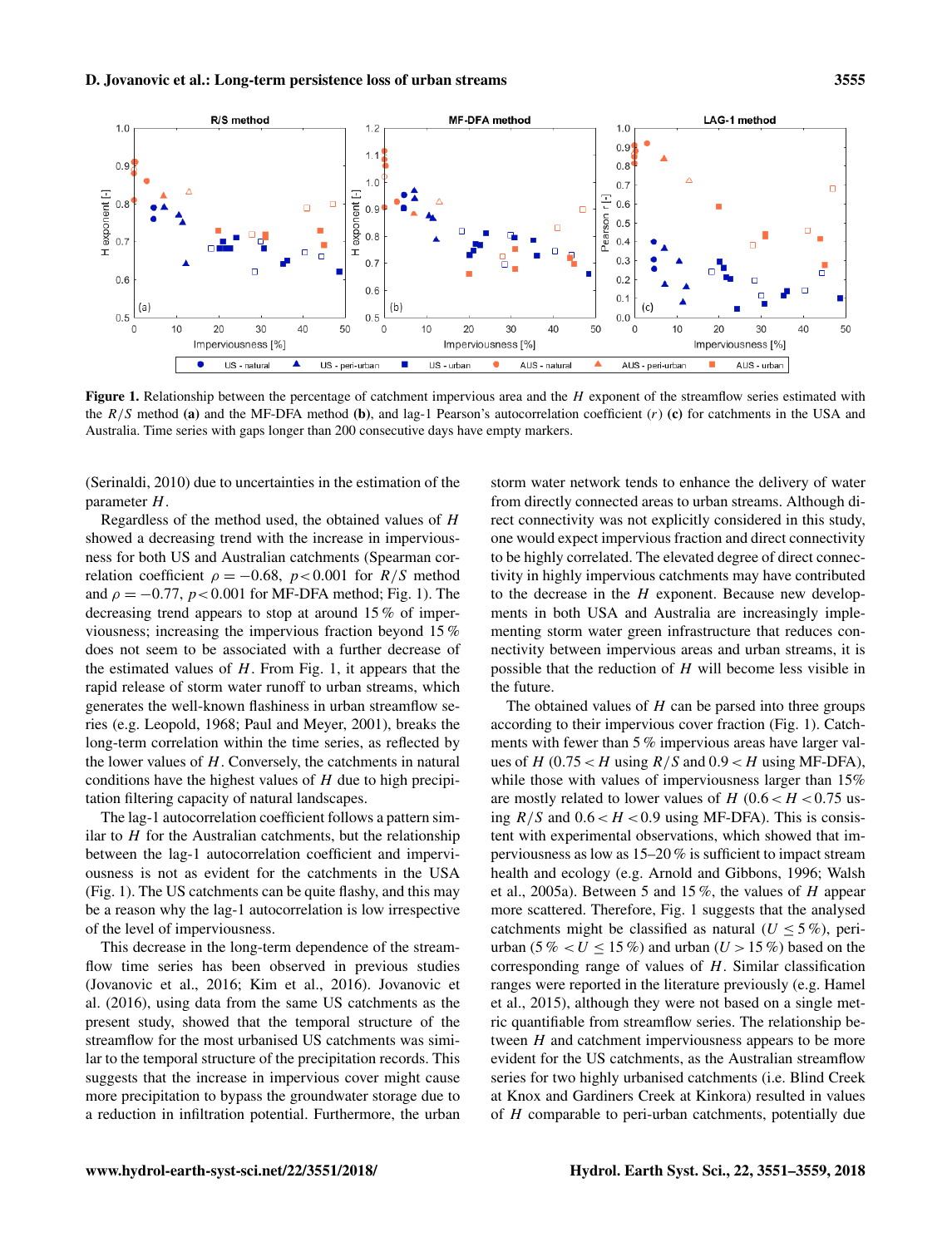**Figure 1.** Relationship between the percentage of catchment impervious area and the $H$ exponent of the streamflow series estimated with the $R/S$ method **(a)** and the MF-DFA method **(b)**, and lag-1 Pearson's autocorrelation coefficient ($r$) **(c)** for catchments in the USA and Australia. Time series with gaps longer than 200 consecutive days have empty markers.

(Serinaldi, 2010) due to uncertainties in the estimation of the parameter $H$.

Regardless of the method used, the obtained values of $H$ showed a decreasing trend with the increase in imperviousness for both US and Australian catchments (Spearman correlation coefficient $\rho = -0.68$, $p < 0.001$ for $R/S$ method and $\rho = -0.77$, $p < 0.001$ for MF-DFA method; Fig. 1). The decreasing trend appears to stop at around 15 % of imperviousness; increasing the impervious fraction beyond 15 % does not seem to be associated with a further decrease of the estimated values of $H$. From Fig. 1, it appears that the rapid release of storm water runoff to urban streams, which generates the well-known flashiness in urban streamflow series (e.g. Leopold, 1968; Paul and Meyer, 2001), breaks the long-term correlation within the time series, as reflected by the lower values of $H$. Conversely, the catchments in natural conditions have the highest values of $H$ due to high precipitation filtering capacity of natural landscapes.

The lag-1 autocorrelation coefficient follows a pattern similar to $H$ for the Australian catchments, but the relationship between the lag-1 autocorrelation coefficient and imperviousness is not as evident for the catchments in the USA (Fig. 1). The US catchments can be quite flashy, and this may be a reason why the lag-1 autocorrelation is low irrespective of the level of imperviousness.

This decrease in the long-term dependence of the streamflow time series has been observed in previous studies (Jovanovic et al., 2016; Kim et al., 2016). Jovanovic et al. (2016), using data from the same US catchments as the present study, showed that the temporal structure of the streamflow for the most urbanised US catchments was similar to the temporal structure of the precipitation records. This suggests that the increase in impervious cover might cause more precipitation to bypass the groundwater storage due to a reduction in infiltration potential. Furthermore, the urban storm water network tends to enhance the delivery of water from directly connected areas to urban streams. Although direct connectivity was not explicitly considered in this study, one would expect impervious fraction and direct connectivity to be highly correlated. The elevated degree of direct connectivity in highly impervious catchments may have contributed to the decrease in the $H$ exponent. Because new developments in both USA and Australia are increasingly implementing storm water green infrastructure that reduces connectivity between impervious areas and urban streams, it is possible that the reduction of $H$ will become less visible in the future.

The obtained values of $H$ can be parsed into three groups according to their impervious cover fraction (Fig. 1). Catchments with fewer than 5 % impervious areas have larger values of $H$ ($0.75 < H$ using $R/S$ and $0.9 < H$ using MF-DFA), while those with values of imperviousness larger than 15% are mostly related to lower values of $H$ ($0.6 < H < 0.75$ using $R/S$ and $0.6 < H < 0.9$ using MF-DFA). This is consistent with experimental observations, which showed that imperviousness as low as 15–20 % is sufficient to impact stream health and ecology (e.g. Arnold and Gibbons, 1996; Walsh et al., 2005a). Between 5 and 15 %, the values of $H$ appear more scattered. Therefore, Fig. 1 suggests that the analysed catchments might be classified as natural ($U \leq 5$ %), peri-urban ($5\,\% < U \leq 15$ %) and urban ($U > 15$ %) based on the corresponding range of values of $H$. Similar classification ranges were reported in the literature previously (e.g. Hamel et al., 2015), although they were not based on a single metric quantifiable from streamflow series. The relationship between $H$ and catchment imperviousness appears to be more evident for the US catchments, as the Australian streamflow series for two highly urbanised catchments (i.e. Blind Creek at Knox and Gardiners Creek at Kinkora) resulted in values of $H$ comparable to peri-urban catchments, potentially due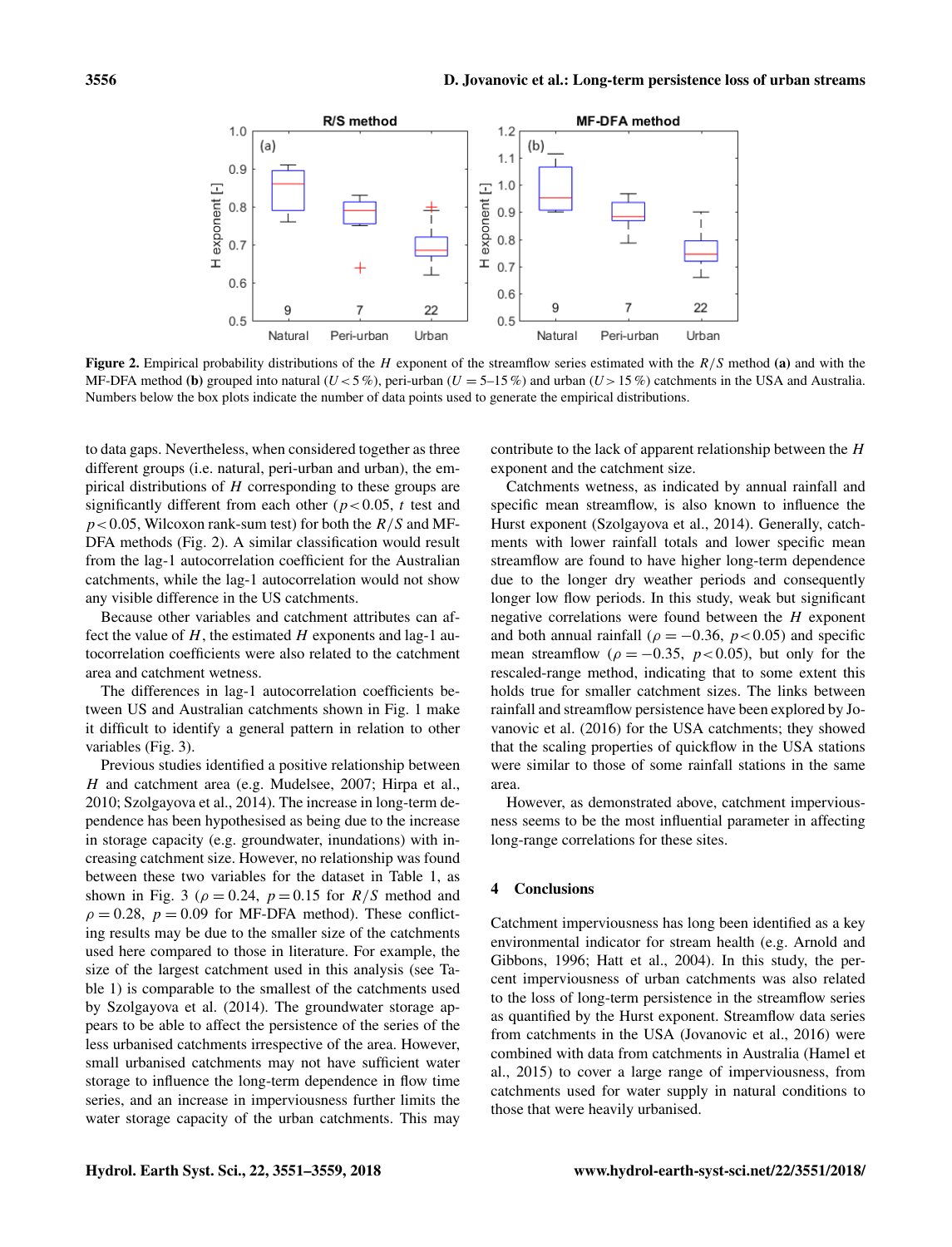Figure 2. Empirical probability distributions of the $H$ exponent of the streamflow series estimated with the $R/S$ method **(a)** and with the MF-DFA method **(b)** grouped into natural ($U < 5\,\%$), peri-urban ($U = 5$–$15\,\%$) and urban ($U > 15\,\%$) catchments in the USA and Australia. Numbers below the box plots indicate the number of data points used to generate the empirical distributions.

to data gaps. Nevertheless, when considered together as three different groups (i.e. natural, peri-urban and urban), the empirical distributions of $H$ corresponding to these groups are significantly different from each other ($p < 0.05$, $t$ test and $p < 0.05$, Wilcoxon rank-sum test) for both the $R/S$ and MF-DFA methods (Fig. 2). A similar classification would result from the lag-1 autocorrelation coefficient for the Australian catchments, while the lag-1 autocorrelation would not show any visible difference in the US catchments.

Because other variables and catchment attributes can affect the value of $H$, the estimated $H$ exponents and lag-1 autocorrelation coefficients were also related to the catchment area and catchment wetness.

The differences in lag-1 autocorrelation coefficients between US and Australian catchments shown in Fig. 1 make it difficult to identify a general pattern in relation to other variables (Fig. 3).

Previous studies identified a positive relationship between $H$ and catchment area (e.g. Mudelsee, 2007; Hirpa et al., 2010; Szolgayova et al., 2014). The increase in long-term dependence has been hypothesised as being due to the increase in storage capacity (e.g. groundwater, inundations) with increasing catchment size. However, no relationship was found between these two variables for the dataset in Table 1, as shown in Fig. 3 ($\rho = 0.24$, $p = 0.15$ for $R/S$ method and $\rho = 0.28$, $p = 0.09$ for MF-DFA method). These conflicting results may be due to the smaller size of the catchments used here compared to those in literature. For example, the size of the largest catchment used in this analysis (see Table 1) is comparable to the smallest of the catchments used by Szolgayova et al. (2014). The groundwater storage appears to be able to affect the persistence of the series of the less urbanised catchments irrespective of the area. However, small urbanised catchments may not have sufficient water storage to influence the long-term dependence in flow time series, and an increase in imperviousness further limits the water storage capacity of the urban catchments. This may contribute to the lack of apparent relationship between the $H$ exponent and the catchment size.

Catchments wetness, as indicated by annual rainfall and specific mean streamflow, is also known to influence the Hurst exponent (Szolgayova et al., 2014). Generally, catchments with lower rainfall totals and lower specific mean streamflow are found to have higher long-term dependence due to the longer dry weather periods and consequently longer low flow periods. In this study, weak but significant negative correlations were found between the $H$ exponent and both annual rainfall ($\rho = -0.36$, $p < 0.05$) and specific mean streamflow ($\rho = -0.35$, $p < 0.05$), but only for the rescaled-range method, indicating that to some extent this holds true for smaller catchment sizes. The links between rainfall and streamflow persistence have been explored by Jovanovic et al. (2016) for the USA catchments; they showed that the scaling properties of quickflow in the USA stations were similar to those of some rainfall stations in the same area.

However, as demonstrated above, catchment imperviousness seems to be the most influential parameter in affecting long-range correlations for these sites.

## 4 Conclusions

Catchment imperviousness has long been identified as a key environmental indicator for stream health (e.g. Arnold and Gibbons, 1996; Hatt et al., 2004). In this study, the percent imperviousness of urban catchments was also related to the loss of long-term persistence in the streamflow series as quantified by the Hurst exponent. Streamflow data series from catchments in the USA (Jovanovic et al., 2016) were combined with data from catchments in Australia (Hamel et al., 2015) to cover a large range of imperviousness, from catchments used for water supply in natural conditions to those that were heavily urbanised.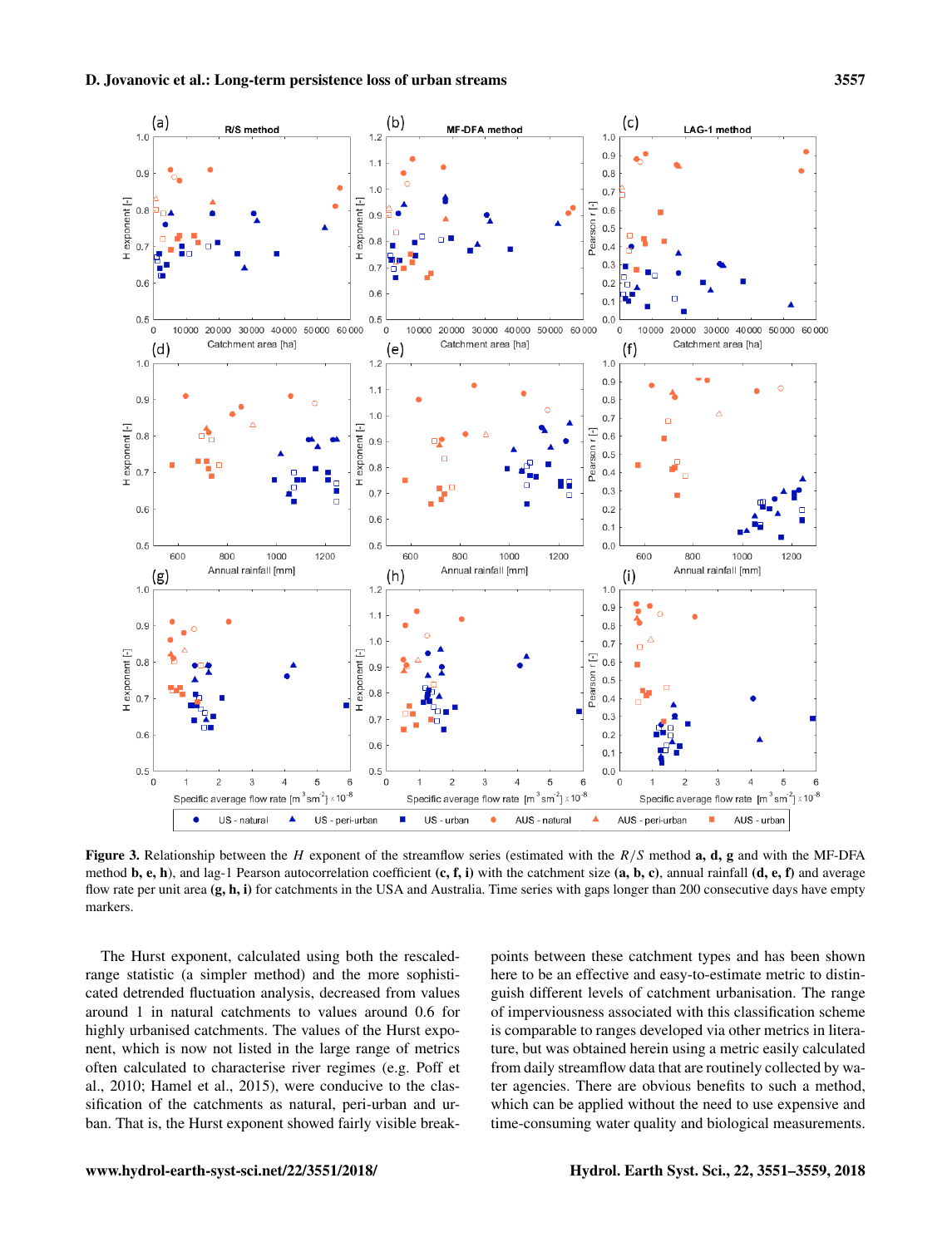**Figure 3.** Relationship between the $H$ exponent of the streamflow series (estimated with the $R/S$ method **a, d, g** and with the MF-DFA method **b, e, h**), and lag-1 Pearson autocorrelation coefficient **(c, f, i)** with the catchment size **(a, b, c)**, annual rainfall **(d, e, f)** and average flow rate per unit area **(g, h, i)** for catchments in the USA and Australia. Time series with gaps longer than 200 consecutive days have empty markers.

The Hurst exponent, calculated using both the rescaled-range statistic (a simpler method) and the more sophisticated detrended fluctuation analysis, decreased from values around 1 in natural catchments to values around 0.6 for highly urbanised catchments. The values of the Hurst exponent, which is now not listed in the large range of metrics often calculated to characterise river regimes (e.g. Poff et al., 2010; Hamel et al., 2015), were conducive to the classification of the catchments as natural, peri-urban and urban. That is, the Hurst exponent showed fairly visible break-points between these catchment types and has been shown here to be an effective and easy-to-estimate metric to distinguish different levels of catchment urbanisation. The range of imperviousness associated with this classification scheme is comparable to ranges developed via other metrics in literature, but was obtained herein using a metric easily calculated from daily streamflow data that are routinely collected by water agencies. There are obvious benefits to such a method, which can be applied without the need to use expensive and time-consuming water quality and biological measurements.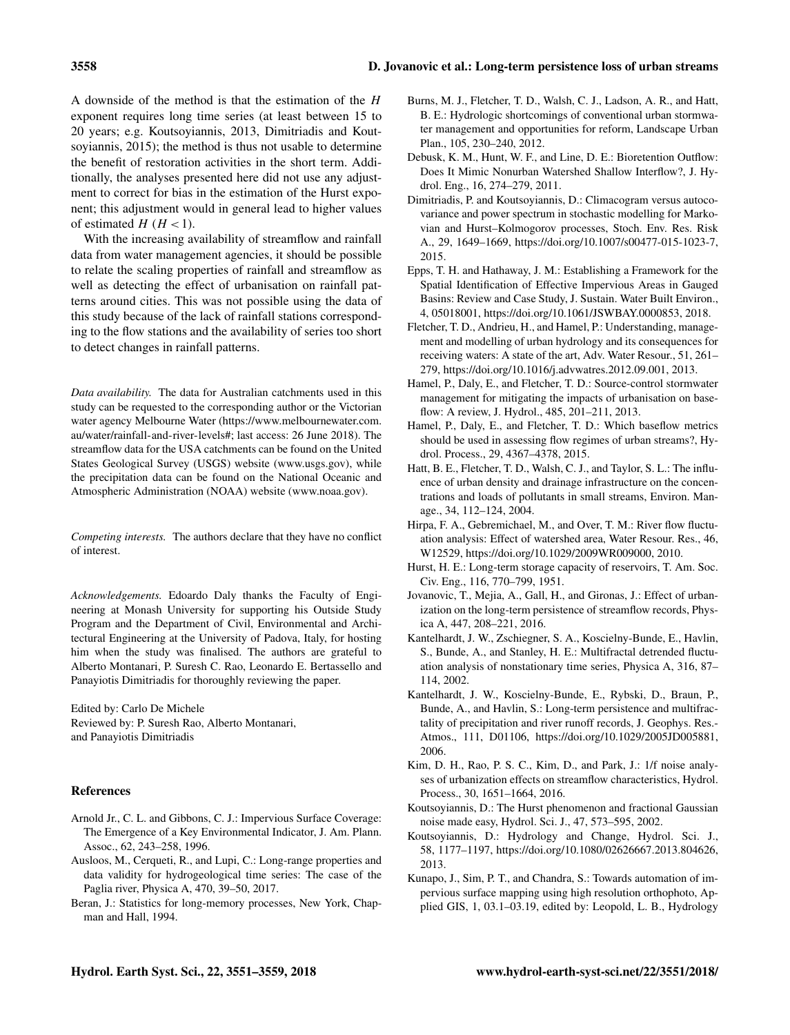A downside of the method is that the estimation of the $H$ exponent requires long time series (at least between 15 to 20 years; e.g. Koutsoyiannis, 2013, Dimitriadis and Koutsoyiannis, 2015); the method is thus not usable to determine the benefit of restoration activities in the short term. Additionally, the analyses presented here did not use any adjustment to correct for bias in the estimation of the Hurst exponent; this adjustment would in general lead to higher values of estimated $H$ ($H < 1$).

With the increasing availability of streamflow and rainfall data from water management agencies, it should be possible to relate the scaling properties of rainfall and streamflow as well as detecting the effect of urbanisation on rainfall patterns around cities. This was not possible using the data of this study because of the lack of rainfall stations corresponding to the flow stations and the availability of series too short to detect changes in rainfall patterns.

*Data availability.* The data for Australian catchments used in this study can be requested to the corresponding author or the Victorian water agency Melbourne Water (https://www.melbournewater.com.au/water/rainfall-and-river-levels#; last access: 26 June 2018). The streamflow data for the USA catchments can be found on the United States Geological Survey (USGS) website (www.usgs.gov), while the precipitation data can be found on the National Oceanic and Atmospheric Administration (NOAA) website (www.noaa.gov).

*Competing interests.* The authors declare that they have no conflict of interest.

*Acknowledgements.* Edoardo Daly thanks the Faculty of Engineering at Monash University for supporting his Outside Study Program and the Department of Civil, Environmental and Architectural Engineering at the University of Padova, Italy, for hosting him when the study was finalised. The authors are grateful to Alberto Montanari, P. Suresh C. Rao, Leonardo E. Bertassello and Panayiotis Dimitriadis for thoroughly reviewing the paper.

Edited by: Carlo De Michele
Reviewed by: P. Suresh Rao, Alberto Montanari, and Panayiotis Dimitriadis

## References

Arnold Jr., C. L. and Gibbons, C. J.: Impervious Surface Coverage: The Emergence of a Key Environmental Indicator, J. Am. Plann. Assoc., 62, 243–258, 1996.

Ausloos, M., Cerqueti, R., and Lupi, C.: Long-range properties and data validity for hydrogeological time series: The case of the Paglia river, Physica A, 470, 39–50, 2017.

Beran, J.: Statistics for long-memory processes, New York, Chapman and Hall, 1994.

Burns, M. J., Fletcher, T. D., Walsh, C. J., Ladson, A. R., and Hatt, B. E.: Hydrologic shortcomings of conventional urban stormwater management and opportunities for reform, Landscape Urban Plan., 105, 230–240, 2012.

Debusk, K. M., Hunt, W. F., and Line, D. E.: Bioretention Outflow: Does It Mimic Nonurban Watershed Shallow Interflow?, J. Hydrol. Eng., 16, 274–279, 2011.

Dimitriadis, P. and Koutsoyiannis, D.: Climacogram versus autocovariance and power spectrum in stochastic modelling for Markovian and Hurst–Kolmogorov processes, Stoch. Env. Res. Risk A., 29, 1649–1669, https://doi.org/10.1007/s00477-015-1023-7, 2015.

Epps, T. H. and Hathaway, J. M.: Establishing a Framework for the Spatial Identification of Effective Impervious Areas in Gauged Basins: Review and Case Study, J. Sustain. Water Built Environ., 4, 05018001, https://doi.org/10.1061/JSWBAY.0000853, 2018.

Fletcher, T. D., Andrieu, H., and Hamel, P.: Understanding, management and modelling of urban hydrology and its consequences for receiving waters: A state of the art, Adv. Water Resour., 51, 261–279, https://doi.org/10.1016/j.advwatres.2012.09.001, 2013.

Hamel, P., Daly, E., and Fletcher, T. D.: Source-control stormwater management for mitigating the impacts of urbanisation on baseflow: A review, J. Hydrol., 485, 201–211, 2013.

Hamel, P., Daly, E., and Fletcher, T. D.: Which baseflow metrics should be used in assessing flow regimes of urban streams?, Hydrol. Process., 29, 4367–4378, 2015.

Hatt, B. E., Fletcher, T. D., Walsh, C. J., and Taylor, S. L.: The influence of urban density and drainage infrastructure on the concentrations and loads of pollutants in small streams, Environ. Manage., 34, 112–124, 2004.

Hirpa, F. A., Gebremichael, M., and Over, T. M.: River flow fluctuation analysis: Effect of watershed area, Water Resour. Res., 46, W12529, https://doi.org/10.1029/2009WR009000, 2010.

Hurst, H. E.: Long-term storage capacity of reservoirs, T. Am. Soc. Civ. Eng., 116, 770–799, 1951.

Jovanovic, T., Mejia, A., Gall, H., and Gironas, J.: Effect of urbanization on the long-term persistence of streamflow records, Physica A, 447, 208–221, 2016.

Kantelhardt, J. W., Zschiegner, S. A., Koscielny-Bunde, E., Havlin, S., Bunde, A., and Stanley, H. E.: Multifractal detrended fluctuation analysis of nonstationary time series, Physica A, 316, 87–114, 2002.

Kantelhardt, J. W., Koscielny-Bunde, E., Rybski, D., Braun, P., Bunde, A., and Havlin, S.: Long-term persistence and multifractality of precipitation and river runoff records, J. Geophys. Res.-Atmos., 111, D01106, https://doi.org/10.1029/2005JD005881, 2006.

Kim, D. H., Rao, P. S. C., Kim, D., and Park, J.: 1/f noise analyses of urbanization effects on streamflow characteristics, Hydrol. Process., 30, 1651–1664, 2016.

Koutsoyiannis, D.: The Hurst phenomenon and fractional Gaussian noise made easy, Hydrol. Sci. J., 47, 573–595, 2002.

Koutsoyiannis, D.: Hydrology and Change, Hydrol. Sci. J., 58, 1177–1197, https://doi.org/10.1080/02626667.2013.804626, 2013.

Kunapo, J., Sim, P. T., and Chandra, S.: Towards automation of impervious surface mapping using high resolution orthophoto, Applied GIS, 1, 03.1–03.19, edited by: Leopold, L. B., Hydrology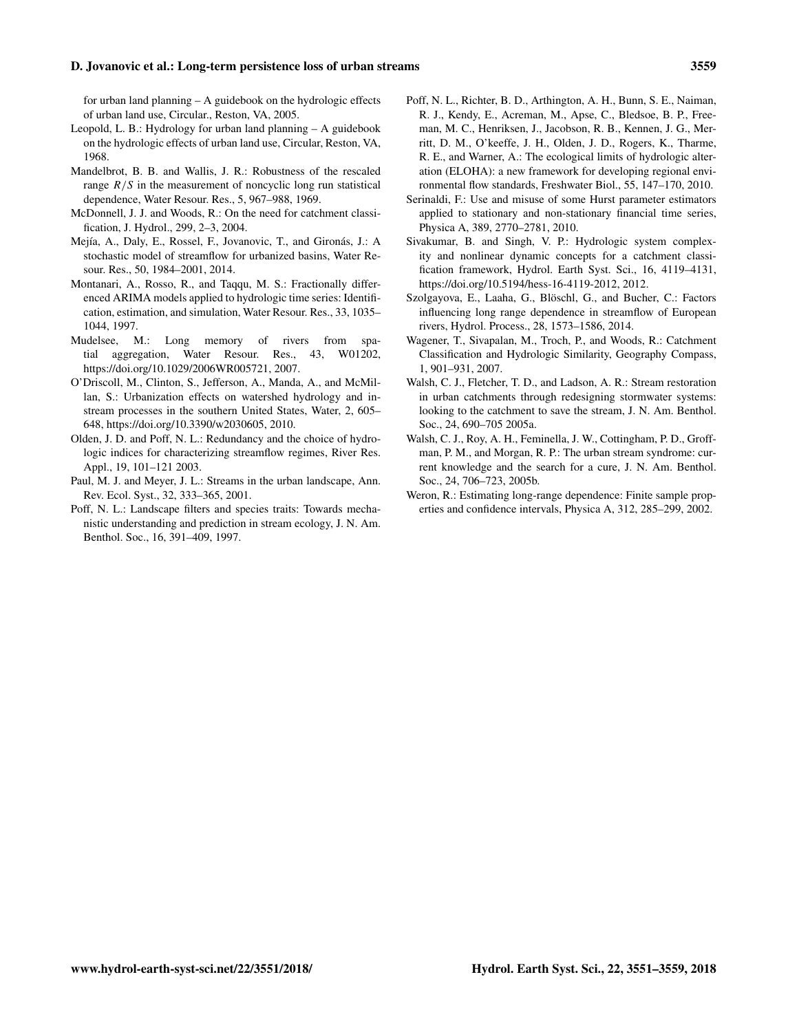for urban land planning – A guidebook on the hydrologic effects of urban land use, Circular., Reston, VA, 2005.

Leopold, L. B.: Hydrology for urban land planning – A guidebook on the hydrologic effects of urban land use, Circular, Reston, VA, 1968.

Mandelbrot, B. B. and Wallis, J. R.: Robustness of the rescaled range $R/S$ in the measurement of noncyclic long run statistical dependence, Water Resour. Res., 5, 967–988, 1969.

McDonnell, J. J. and Woods, R.: On the need for catchment classification, J. Hydrol., 299, 2–3, 2004.

Mejía, A., Daly, E., Rossel, F., Jovanovic, T., and Gironás, J.: A stochastic model of streamflow for urbanized basins, Water Resour. Res., 50, 1984–2001, 2014.

Montanari, A., Rosso, R., and Taqqu, M. S.: Fractionally differenced ARIMA models applied to hydrologic time series: Identification, estimation, and simulation, Water Resour. Res., 33, 1035–1044, 1997.

Mudelsee, M.: Long memory of rivers from spatial aggregation, Water Resour. Res., 43, W01202, https://doi.org/10.1029/2006WR005721, 2007.

O'Driscoll, M., Clinton, S., Jefferson, A., Manda, A., and McMillan, S.: Urbanization effects on watershed hydrology and in-stream processes in the southern United States, Water, 2, 605–648, https://doi.org/10.3390/w2030605, 2010.

Olden, J. D. and Poff, N. L.: Redundancy and the choice of hydrologic indices for characterizing streamflow regimes, River Res. Appl., 19, 101–121 2003.

Paul, M. J. and Meyer, J. L.: Streams in the urban landscape, Ann. Rev. Ecol. Syst., 32, 333–365, 2001.

Poff, N. L.: Landscape filters and species traits: Towards mechanistic understanding and prediction in stream ecology, J. N. Am. Benthol. Soc., 16, 391–409, 1997.

Poff, N. L., Richter, B. D., Arthington, A. H., Bunn, S. E., Naiman, R. J., Kendy, E., Acreman, M., Apse, C., Bledsoe, B. P., Freeman, M. C., Henriksen, J., Jacobson, R. B., Kennen, J. G., Merritt, D. M., O'keeffe, J. H., Olden, J. D., Rogers, K., Tharme, R. E., and Warner, A.: The ecological limits of hydrologic alteration (ELOHA): a new framework for developing regional environmental flow standards, Freshwater Biol., 55, 147–170, 2010.

Serinaldi, F.: Use and misuse of some Hurst parameter estimators applied to stationary and non-stationary financial time series, Physica A, 389, 2770–2781, 2010.

Sivakumar, B. and Singh, V. P.: Hydrologic system complexity and nonlinear dynamic concepts for a catchment classification framework, Hydrol. Earth Syst. Sci., 16, 4119–4131, https://doi.org/10.5194/hess-16-4119-2012, 2012.

Szolgayova, E., Laaha, G., Blöschl, G., and Bucher, C.: Factors influencing long range dependence in streamflow of European rivers, Hydrol. Process., 28, 1573–1586, 2014.

Wagener, T., Sivapalan, M., Troch, P., and Woods, R.: Catchment Classification and Hydrologic Similarity, Geography Compass, 1, 901–931, 2007.

Walsh, C. J., Fletcher, T. D., and Ladson, A. R.: Stream restoration in urban catchments through redesigning stormwater systems: looking to the catchment to save the stream, J. N. Am. Benthol. Soc., 24, 690–705 2005a.

Walsh, C. J., Roy, A. H., Feminella, J. W., Cottingham, P. D., Groffman, P. M., and Morgan, R. P.: The urban stream syndrome: current knowledge and the search for a cure, J. N. Am. Benthol. Soc., 24, 706–723, 2005b.

Weron, R.: Estimating long-range dependence: Finite sample properties and confidence intervals, Physica A, 312, 285–299, 2002.